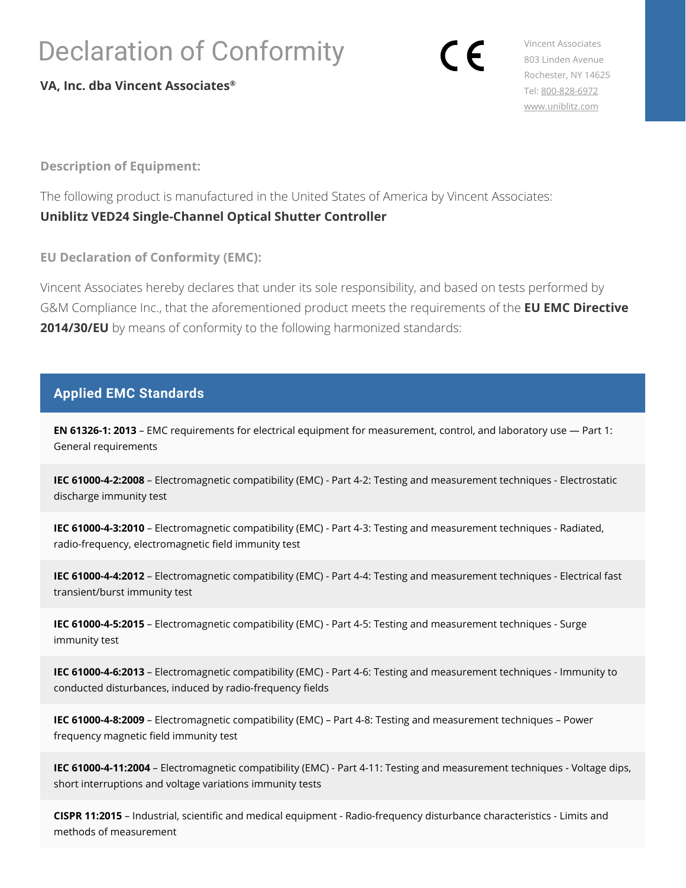# Declaration of Conformity

**VA, Inc. dba Vincent Associates®**

CE

Vincent Associates
803 Linden Avenue
Rochester, NY 14625
Tel: 800-828-6972
www.uniblitz.com

## Description of Equipment:

The following product is manufactured in the United States of America by Vincent Associates:
**Uniblitz VED24 Single-Channel Optical Shutter Controller**

## EU Declaration of Conformity (EMC):

Vincent Associates hereby declares that under its sole responsibility, and based on tests performed by G&M Compliance Inc., that the aforementioned product meets the requirements of the **EU EMC Directive 2014/30/EU** by means of conformity to the following harmonized standards:

| Applied EMC Standards |
|---|
| **EN 61326-1: 2013** – EMC requirements for electrical equipment for measurement, control, and laboratory use — Part 1: General requirements |
| **IEC 61000-4-2:2008** – Electromagnetic compatibility (EMC) - Part 4-2: Testing and measurement techniques - Electrostatic discharge immunity test |
| **IEC 61000-4-3:2010** – Electromagnetic compatibility (EMC) - Part 4-3: Testing and measurement techniques - Radiated, radio-frequency, electromagnetic field immunity test |
| **IEC 61000-4-4:2012** – Electromagnetic compatibility (EMC) - Part 4-4: Testing and measurement techniques - Electrical fast transient/burst immunity test |
| **IEC 61000-4-5:2015** – Electromagnetic compatibility (EMC) - Part 4-5: Testing and measurement techniques - Surge immunity test |
| **IEC 61000-4-6:2013** – Electromagnetic compatibility (EMC) - Part 4-6: Testing and measurement techniques - Immunity to conducted disturbances, induced by radio-frequency fields |
| **IEC 61000-4-8:2009** – Electromagnetic compatibility (EMC) – Part 4-8: Testing and measurement techniques – Power frequency magnetic field immunity test |
| **IEC 61000-4-11:2004** – Electromagnetic compatibility (EMC) - Part 4-11: Testing and measurement techniques - Voltage dips, short interruptions and voltage variations immunity tests |
| **CISPR 11:2015** – Industrial, scientific and medical equipment - Radio-frequency disturbance characteristics - Limits and methods of measurement |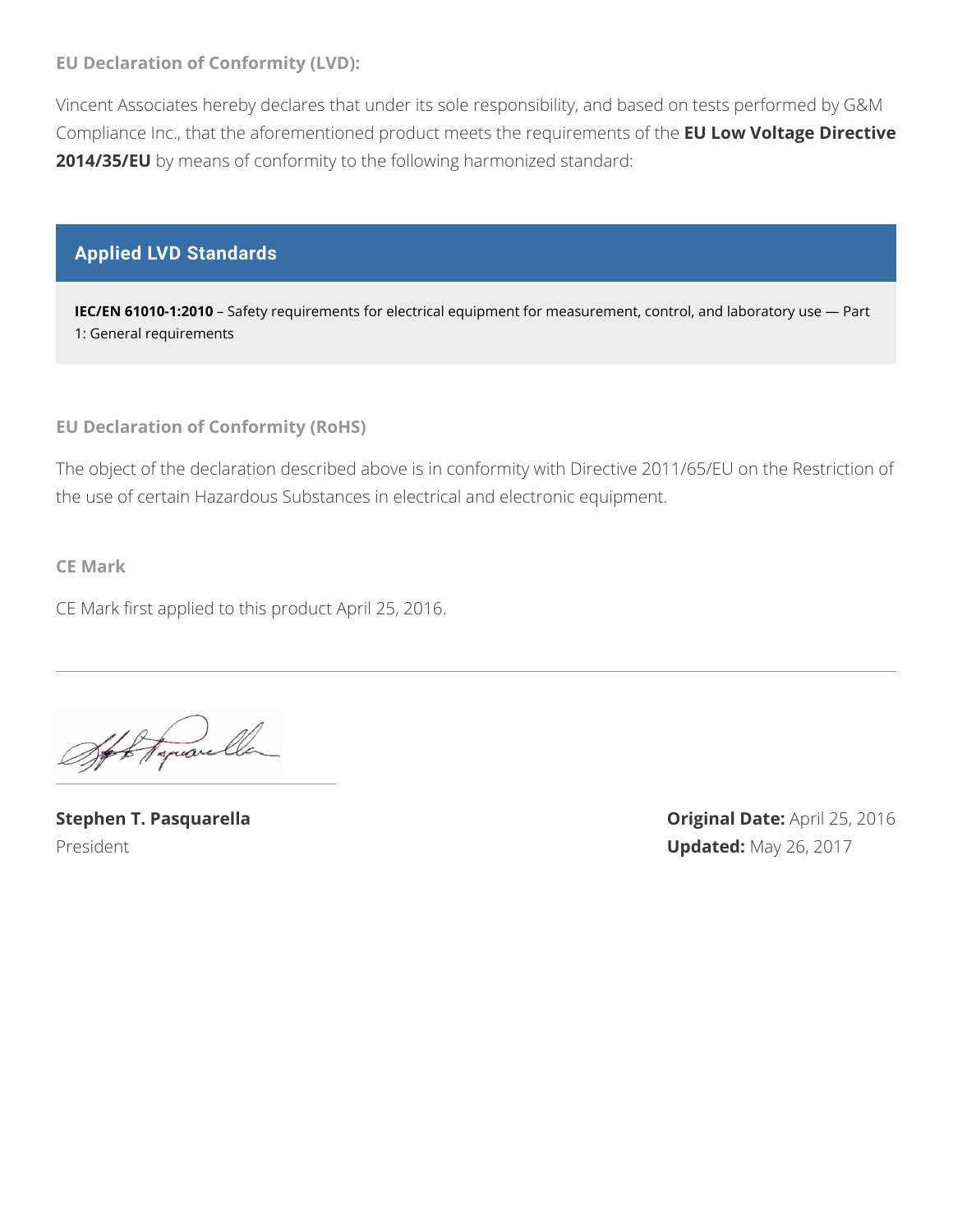### EU Declaration of Conformity (LVD):

Vincent Associates hereby declares that under its sole responsibility, and based on tests performed by G&M Compliance Inc., that the aforementioned product meets the requirements of the **EU Low Voltage Directive 2014/35/EU** by means of conformity to the following harmonized standard:

#### Applied LVD Standards

**IEC/EN 61010-1:2010** – Safety requirements for electrical equipment for measurement, control, and laboratory use — Part 1: General requirements

### EU Declaration of Conformity (RoHS)

The object of the declaration described above is in conformity with Directive 2011/65/EU on the Restriction of the use of certain Hazardous Substances in electrical and electronic equipment.

### CE Mark

CE Mark first applied to this product April 25, 2016.

---

**Stephen T. Pasquarella**
President

**Original Date:** April 25, 2016
**Updated:** May 26, 2017